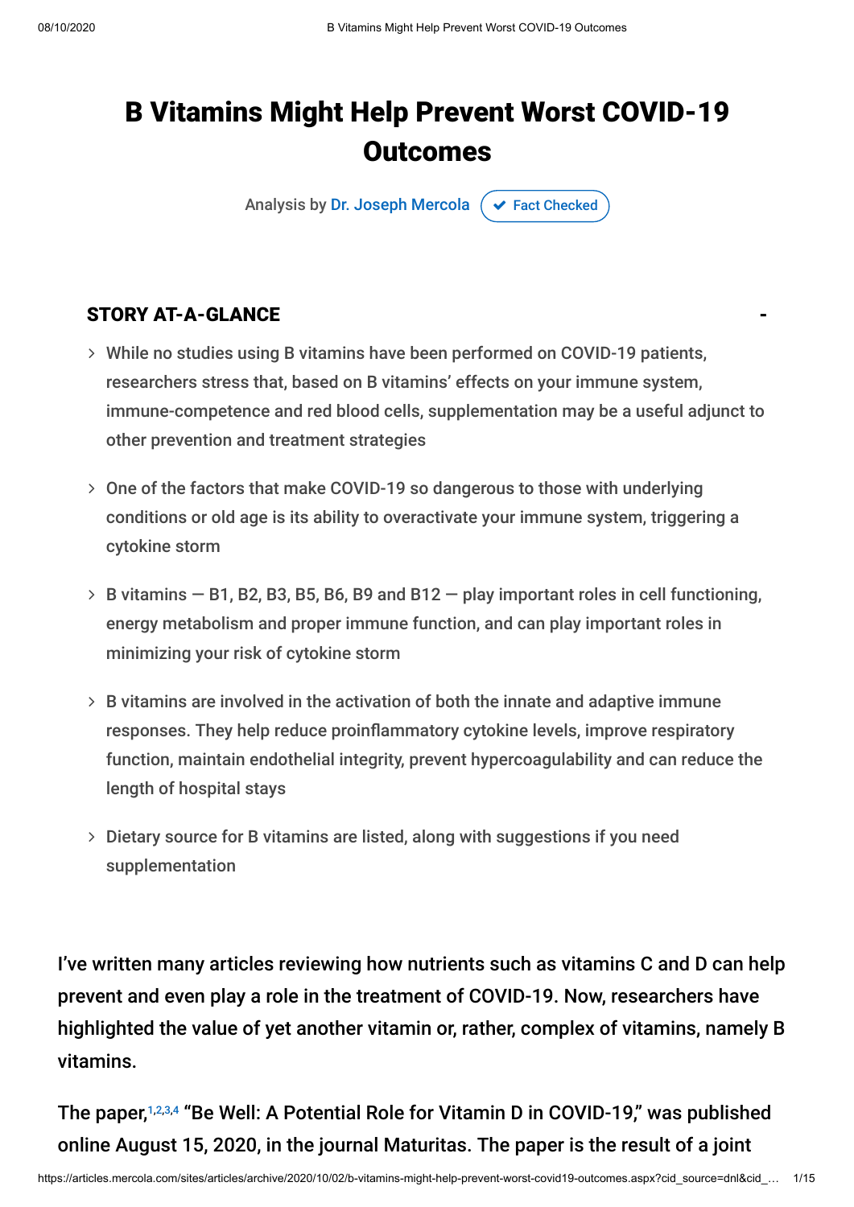# B Vitamins Might Help Prevent Worst COVID-19 Outcomes

Analysis by Dr. Joseph Mercola  Fact Checked

## STORY AT-A-GLANCE

- While no studies using B vitamins have been performed on COVID-19 patients, researchers stress that, based on B vitamins' effects on your immune system, immune-competence and red blood cells, supplementation may be a useful adjunct to other prevention and treatment strategies
- One of the factors that make COVID-19 so dangerous to those with underlying conditions or old age is its ability to overactivate your immune system, triggering a cytokine storm
- B vitamins — B1, B2, B3, B5, B6, B9 and B12 — play important roles in cell functioning, energy metabolism and proper immune function, and can play important roles in minimizing your risk of cytokine storm
- B vitamins are involved in the activation of both the innate and adaptive immune responses. They help reduce proinflammatory cytokine levels, improve respiratory function, maintain endothelial integrity, prevent hypercoagulability and can reduce the length of hospital stays
- Dietary source for B vitamins are listed, along with suggestions if you need supplementation

I've written many articles reviewing how nutrients such as vitamins C and D can help prevent and even play a role in the treatment of COVID-19. Now, researchers have highlighted the value of yet another vitamin or, rather, complex of vitamins, namely B vitamins.

The paper,[1,2,3,4] "Be Well: A Potential Role for Vitamin D in COVID-19," was published online August 15, 2020, in the journal Maturitas. The paper is the result of a joint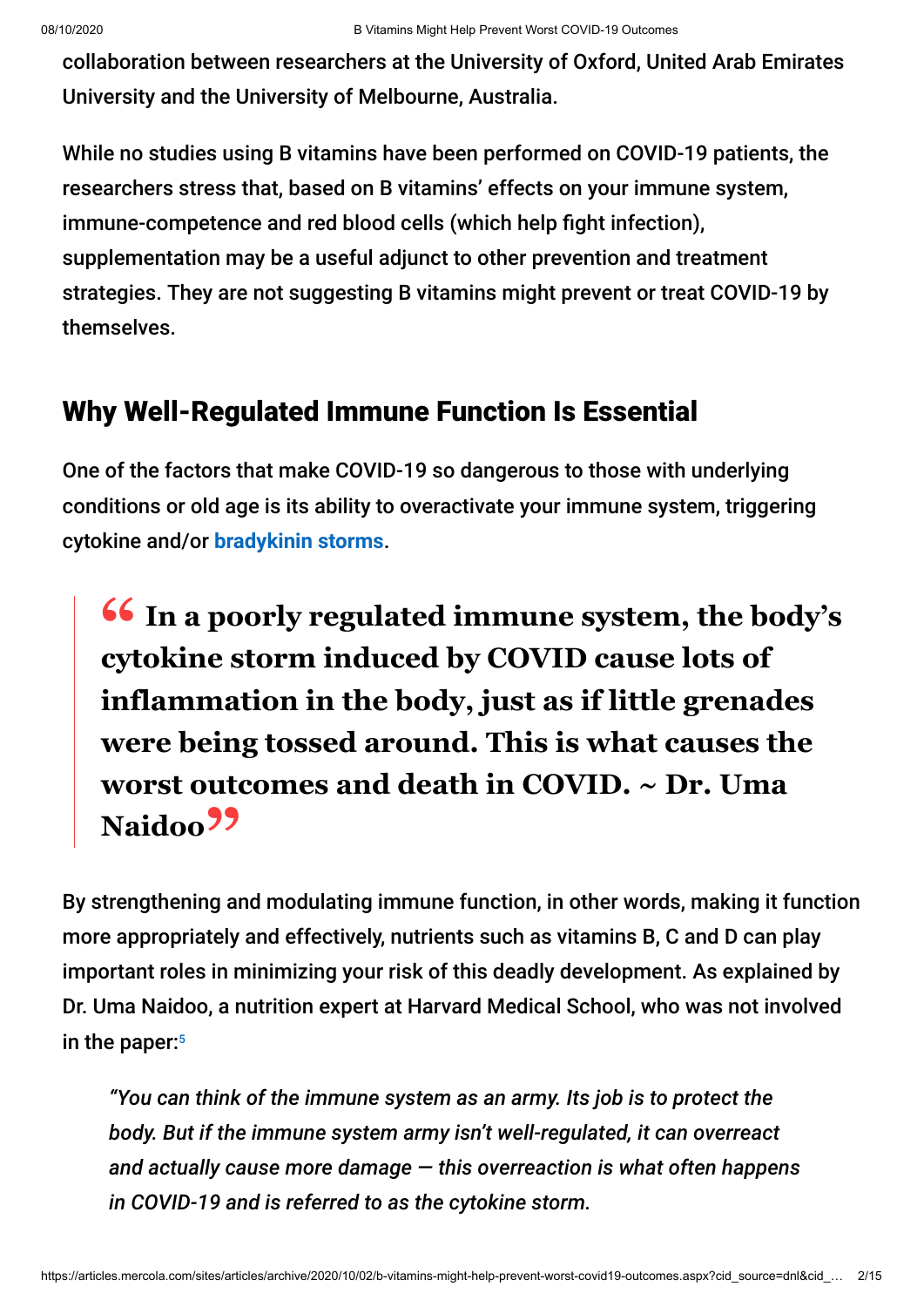collaboration between researchers at the University of Oxford, United Arab Emirates University and the University of Melbourne, Australia.

While no studies using B vitamins have been performed on COVID-19 patients, the researchers stress that, based on B vitamins' effects on your immune system, immune-competence and red blood cells (which help fight infection), supplementation may be a useful adjunct to other prevention and treatment strategies. They are not suggesting B vitamins might prevent or treat COVID-19 by themselves.

## Why Well-Regulated Immune Function Is Essential

One of the factors that make COVID-19 so dangerous to those with underlying conditions or old age is its ability to overactivate your immune system, triggering cytokine and/or bradykinin storms.

> **"In a poorly regulated immune system, the body's cytokine storm induced by COVID cause lots of inflammation in the body, just as if little grenades were being tossed around. This is what causes the worst outcomes and death in COVID. ~ Dr. Uma Naidoo"**

By strengthening and modulating immune function, in other words, making it function more appropriately and effectively, nutrients such as vitamins B, C and D can play important roles in minimizing your risk of this deadly development. As explained by Dr. Uma Naidoo, a nutrition expert at Harvard Medical School, who was not involved in the paper:[5]

> *"You can think of the immune system as an army. Its job is to protect the body. But if the immune system army isn't well-regulated, it can overreact and actually cause more damage — this overreaction is what often happens in COVID-19 and is referred to as the cytokine storm.*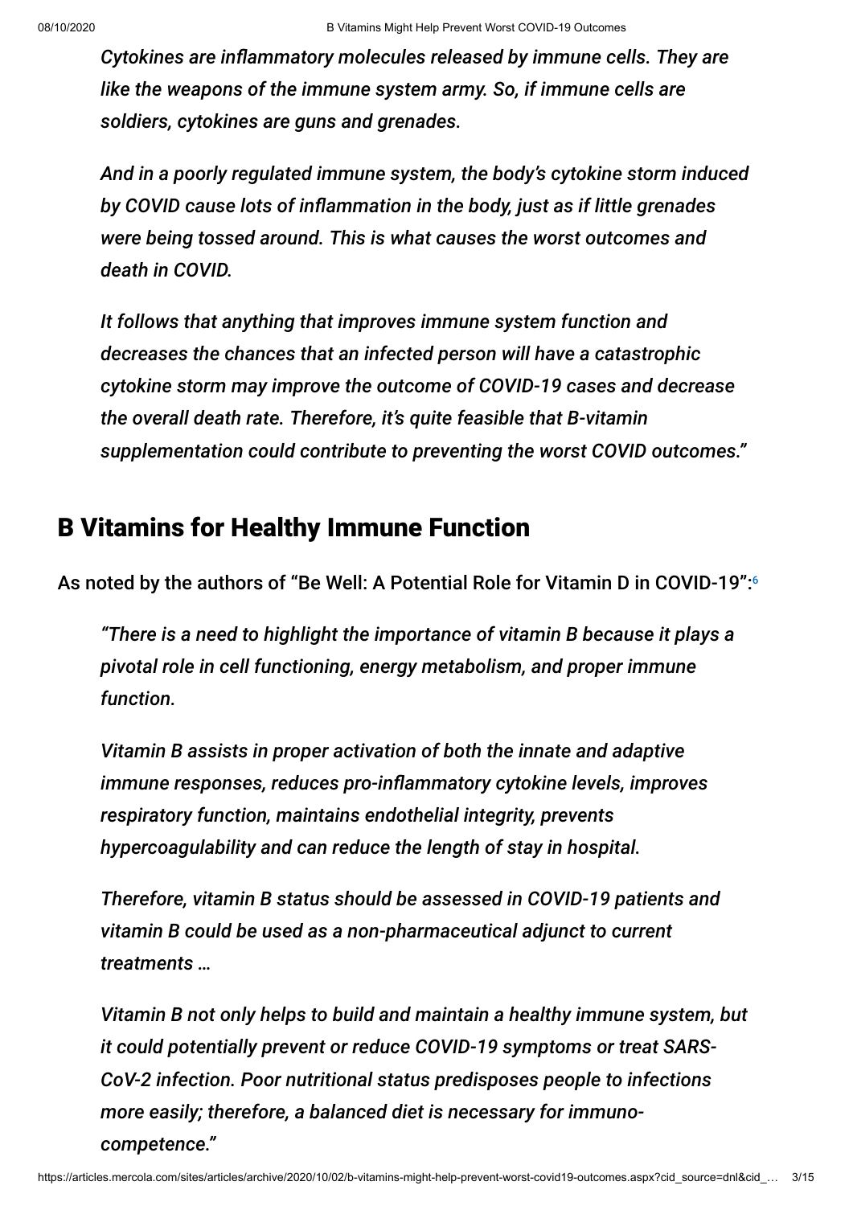*Cytokines are inflammatory molecules released by immune cells. They are like the weapons of the immune system army. So, if immune cells are soldiers, cytokines are guns and grenades.*

*And in a poorly regulated immune system, the body's cytokine storm induced by COVID cause lots of inflammation in the body, just as if little grenades were being tossed around. This is what causes the worst outcomes and death in COVID.*

*It follows that anything that improves immune system function and decreases the chances that an infected person will have a catastrophic cytokine storm may improve the outcome of COVID-19 cases and decrease the overall death rate. Therefore, it's quite feasible that B-vitamin supplementation could contribute to preventing the worst COVID outcomes."*

## B Vitamins for Healthy Immune Function

As noted by the authors of "Be Well: A Potential Role for Vitamin D in COVID-19":[6]

*"There is a need to highlight the importance of vitamin B because it plays a pivotal role in cell functioning, energy metabolism, and proper immune function.*

*Vitamin B assists in proper activation of both the innate and adaptive immune responses, reduces pro-inflammatory cytokine levels, improves respiratory function, maintains endothelial integrity, prevents hypercoagulability and can reduce the length of stay in hospital.*

*Therefore, vitamin B status should be assessed in COVID-19 patients and vitamin B could be used as a non-pharmaceutical adjunct to current treatments …*

*Vitamin B not only helps to build and maintain a healthy immune system, but it could potentially prevent or reduce COVID-19 symptoms or treat SARS-CoV-2 infection. Poor nutritional status predisposes people to infections more easily; therefore, a balanced diet is necessary for immuno-competence."*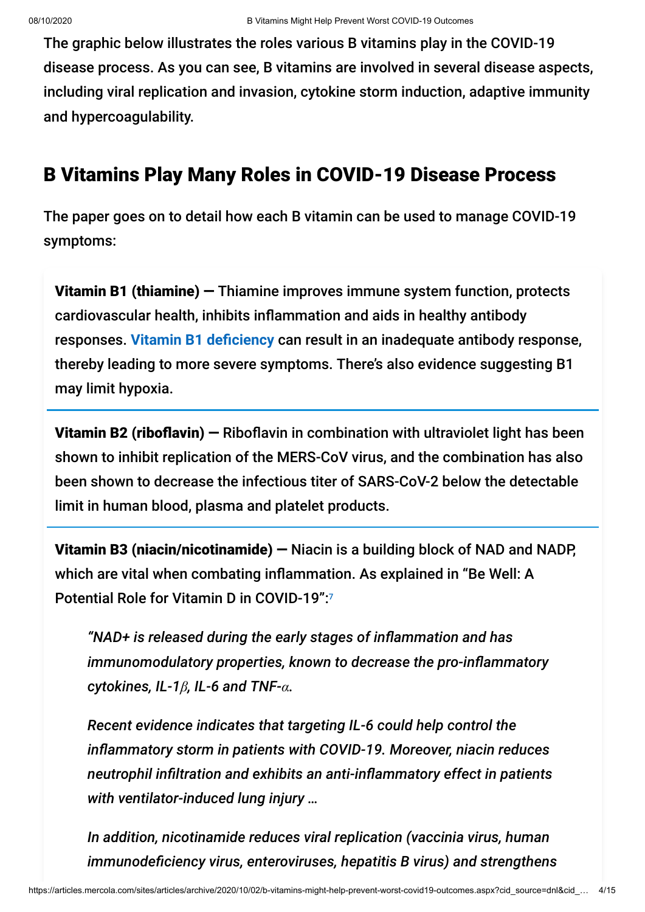The graphic below illustrates the roles various B vitamins play in the COVID-19 disease process. As you can see, B vitamins are involved in several disease aspects, including viral replication and invasion, cytokine storm induction, adaptive immunity and hypercoagulability.

## B Vitamins Play Many Roles in COVID-19 Disease Process

The paper goes on to detail how each B vitamin can be used to manage COVID-19 symptoms:

**Vitamin B1 (thiamine) —** Thiamine improves immune system function, protects cardiovascular health, inhibits inflammation and aids in healthy antibody responses. **Vitamin B1 deficiency** can result in an inadequate antibody response, thereby leading to more severe symptoms. There's also evidence suggesting B1 may limit hypoxia.

**Vitamin B2 (riboflavin) —** Riboflavin in combination with ultraviolet light has been shown to inhibit replication of the MERS-CoV virus, and the combination has also been shown to decrease the infectious titer of SARS-CoV-2 below the detectable limit in human blood, plasma and platelet products.

**Vitamin B3 (niacin/nicotinamide) —** Niacin is a building block of NAD and NADP, which are vital when combating inflammation. As explained in "Be Well: A Potential Role for Vitamin D in COVID-19":[7]

> *"NAD+ is released during the early stages of inflammation and has immunomodulatory properties, known to decrease the pro-inflammatory cytokines, IL-1$\beta$, IL-6 and TNF-$\alpha$.*
>
> *Recent evidence indicates that targeting IL-6 could help control the inflammatory storm in patients with COVID-19. Moreover, niacin reduces neutrophil infiltration and exhibits an anti-inflammatory effect in patients with ventilator-induced lung injury …*
>
> *In addition, nicotinamide reduces viral replication (vaccinia virus, human immunodeficiency virus, enteroviruses, hepatitis B virus) and strengthens*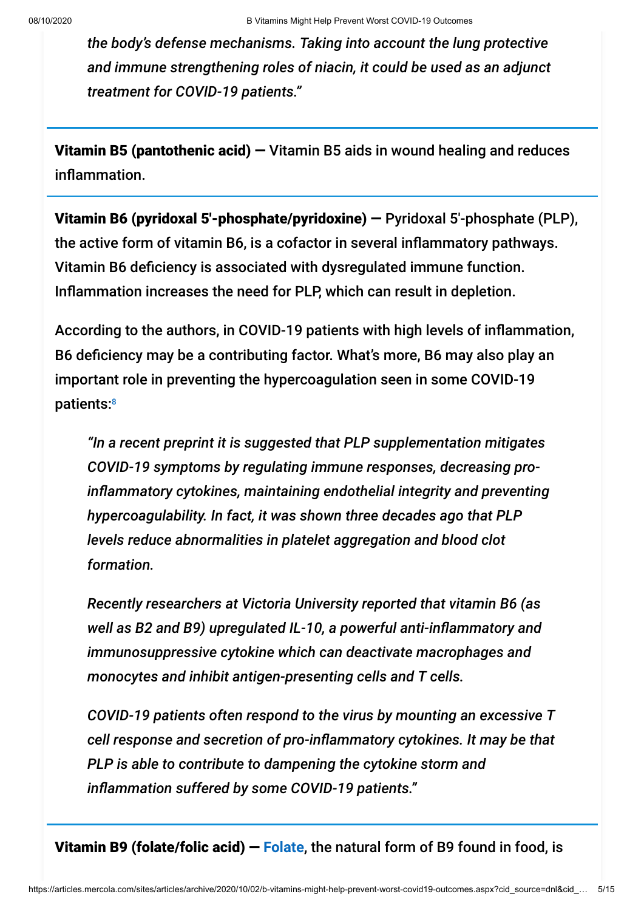*the body's defense mechanisms. Taking into account the lung protective and immune strengthening roles of niacin, it could be used as an adjunct treatment for COVID-19 patients."*

**Vitamin B5 (pantothenic acid) —** Vitamin B5 aids in wound healing and reduces inflammation.

**Vitamin B6 (pyridoxal 5'-phosphate/pyridoxine) —** Pyridoxal 5'-phosphate (PLP), the active form of vitamin B6, is a cofactor in several inflammatory pathways. Vitamin B6 deficiency is associated with dysregulated immune function. Inflammation increases the need for PLP, which can result in depletion.

According to the authors, in COVID-19 patients with high levels of inflammation, B6 deficiency may be a contributing factor. What's more, B6 may also play an important role in preventing the hypercoagulation seen in some COVID-19 patients:[8]

*"In a recent preprint it is suggested that PLP supplementation mitigates COVID-19 symptoms by regulating immune responses, decreasing pro-inflammatory cytokines, maintaining endothelial integrity and preventing hypercoagulability. In fact, it was shown three decades ago that PLP levels reduce abnormalities in platelet aggregation and blood clot formation.*

*Recently researchers at Victoria University reported that vitamin B6 (as well as B2 and B9) upregulated IL-10, a powerful anti-inflammatory and immunosuppressive cytokine which can deactivate macrophages and monocytes and inhibit antigen-presenting cells and T cells.*

*COVID-19 patients often respond to the virus by mounting an excessive T cell response and secretion of pro-inflammatory cytokines. It may be that PLP is able to contribute to dampening the cytokine storm and inflammation suffered by some COVID-19 patients."*

**Vitamin B9 (folate/folic acid) —** Folate, the natural form of B9 found in food, is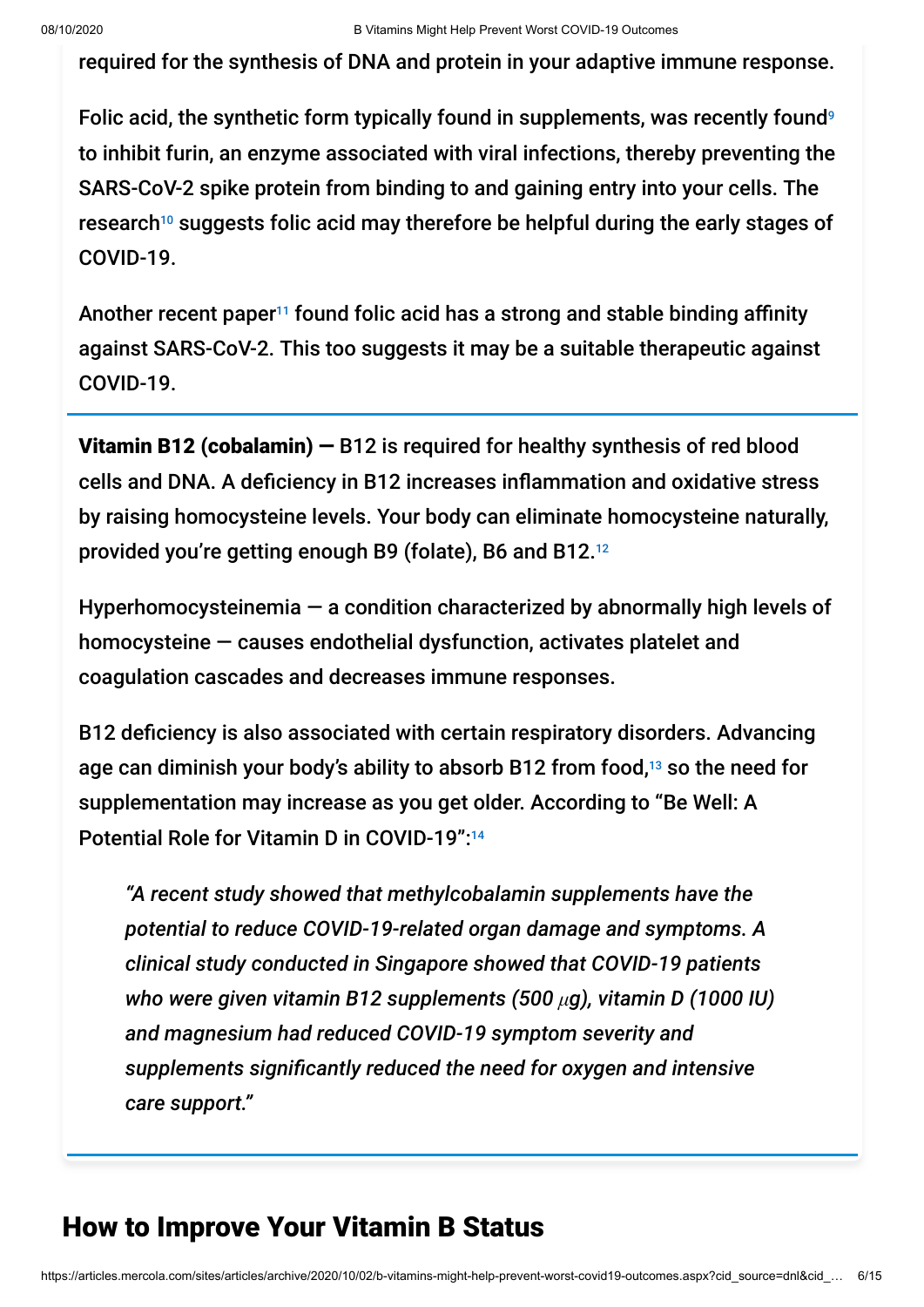required for the synthesis of DNA and protein in your adaptive immune response.

Folic acid, the synthetic form typically found in supplements, was recently found[9] to inhibit furin, an enzyme associated with viral infections, thereby preventing the SARS-CoV-2 spike protein from binding to and gaining entry into your cells. The research[10] suggests folic acid may therefore be helpful during the early stages of COVID-19.

Another recent paper[11] found folic acid has a strong and stable binding affinity against SARS-CoV-2. This too suggests it may be a suitable therapeutic against COVID-19.

**Vitamin B12 (cobalamin) —** B12 is required for healthy synthesis of red blood cells and DNA. A deficiency in B12 increases inflammation and oxidative stress by raising homocysteine levels. Your body can eliminate homocysteine naturally, provided you're getting enough B9 (folate), B6 and B12.[12]

Hyperhomocysteinemia — a condition characterized by abnormally high levels of homocysteine — causes endothelial dysfunction, activates platelet and coagulation cascades and decreases immune responses.

B12 deficiency is also associated with certain respiratory disorders. Advancing age can diminish your body's ability to absorb B12 from food,[13] so the need for supplementation may increase as you get older. According to "Be Well: A Potential Role for Vitamin D in COVID-19":[14]

> *"A recent study showed that methylcobalamin supplements have the potential to reduce COVID-19-related organ damage and symptoms. A clinical study conducted in Singapore showed that COVID-19 patients who were given vitamin B12 supplements (500 $\mu$g), vitamin D (1000 IU) and magnesium had reduced COVID-19 symptom severity and supplements significantly reduced the need for oxygen and intensive care support."*

## How to Improve Your Vitamin B Status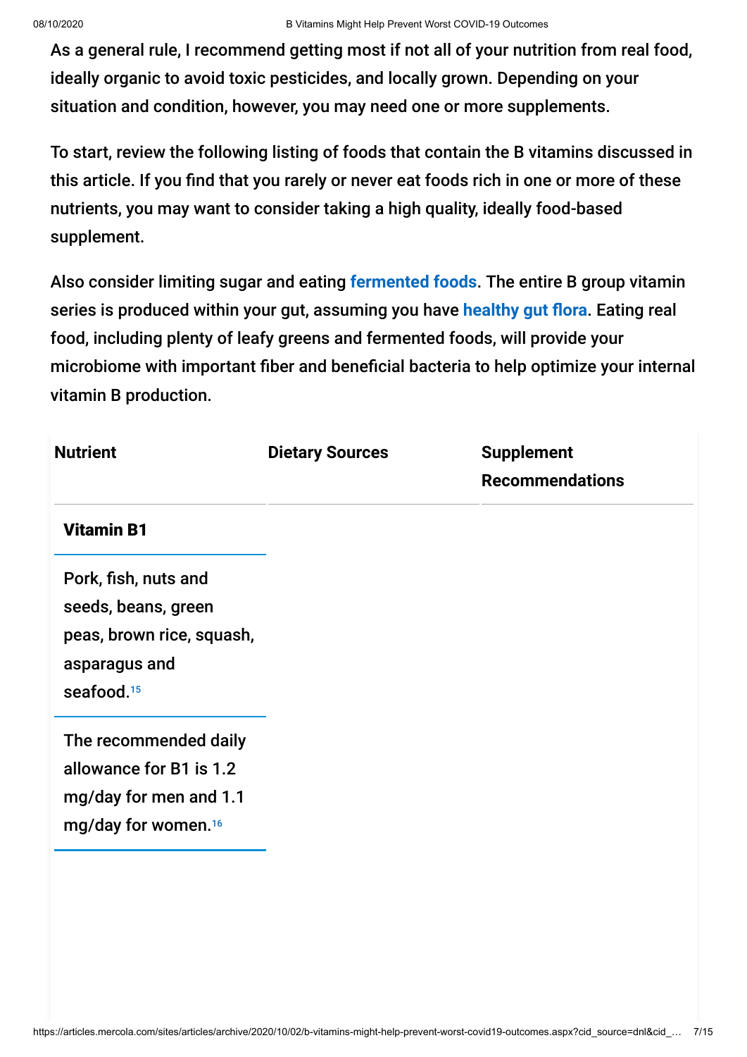As a general rule, I recommend getting most if not all of your nutrition from real food, ideally organic to avoid toxic pesticides, and locally grown. Depending on your situation and condition, however, you may need one or more supplements.

To start, review the following listing of foods that contain the B vitamins discussed in this article. If you find that you rarely or never eat foods rich in one or more of these nutrients, you may want to consider taking a high quality, ideally food-based supplement.

Also consider limiting sugar and eating **fermented foods**. The entire B group vitamin series is produced within your gut, assuming you have **healthy gut flora**. Eating real food, including plenty of leafy greens and fermented foods, will provide your microbiome with important fiber and beneficial bacteria to help optimize your internal vitamin B production.

| Nutrient | Dietary Sources | Supplement Recommendations |
| --- | --- | --- |
| **Vitamin B1** | Pork, fish, nuts and seeds, beans, green peas, brown rice, squash, asparagus and seafood.[15] | The recommended daily allowance for B1 is 1.2 mg/day for men and 1.1 mg/day for women.[16] |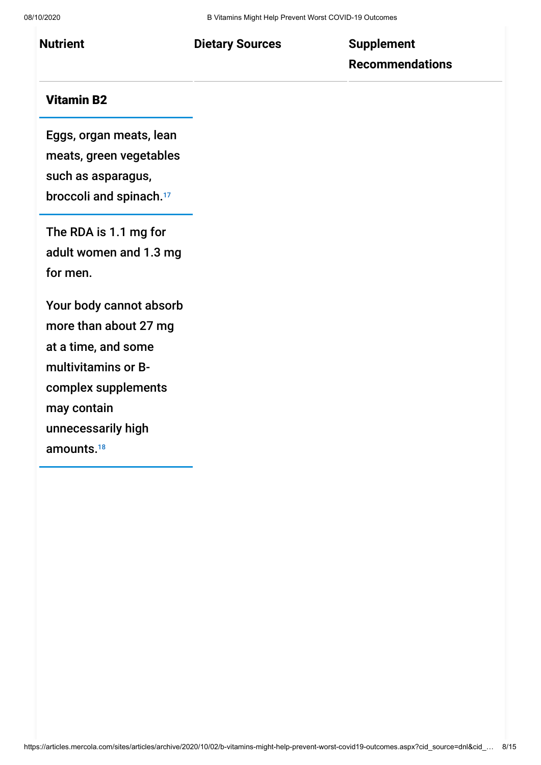| Nutrient | Dietary Sources | Supplement Recommendations |
| --- | --- | --- |
| **Vitamin B2** | Eggs, organ meats, lean meats, green vegetables such as asparagus, broccoli and spinach.[17] | The RDA is 1.1 mg for adult women and 1.3 mg for men. Your body cannot absorb more than about 27 mg at a time, and some multivitamins or B-complex supplements may contain unnecessarily high amounts.[18] |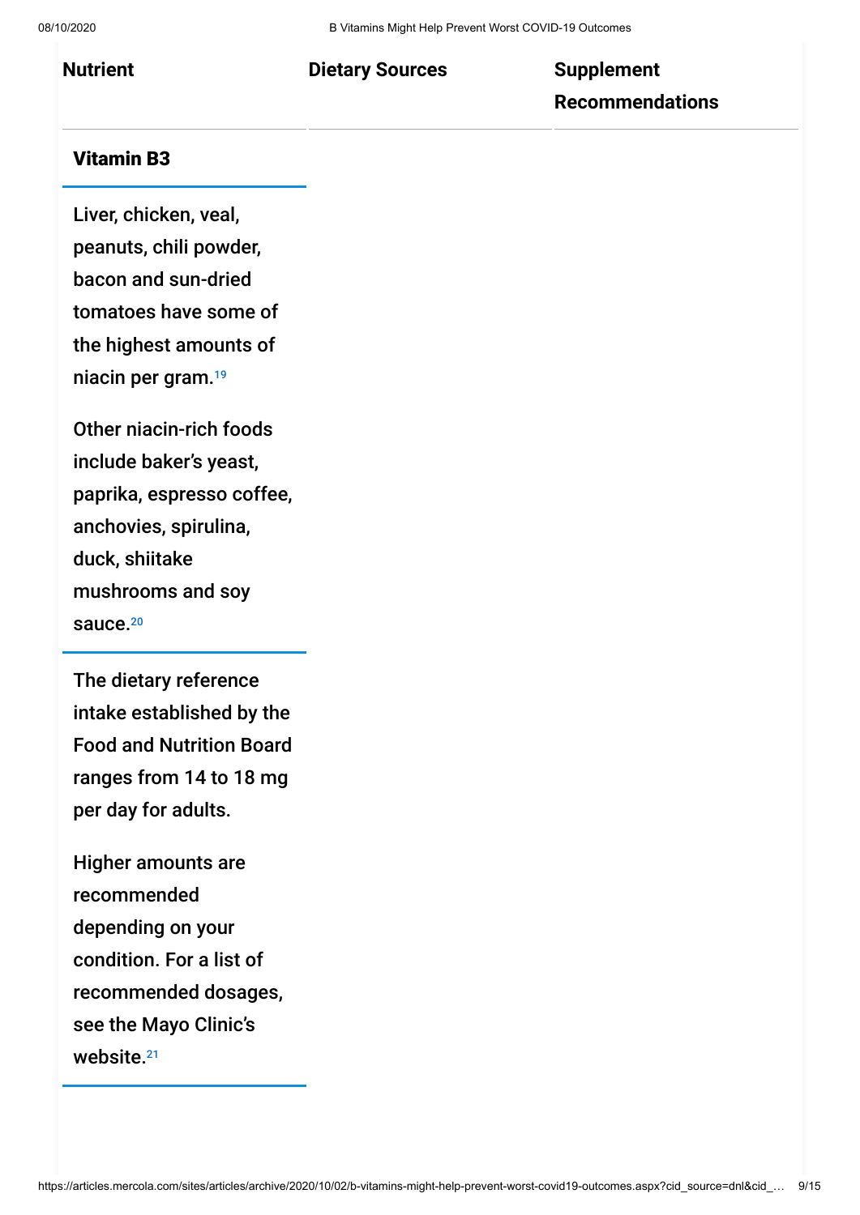| Nutrient | Dietary Sources | Supplement Recommendations |
|---|---|---|
| **Vitamin B3** | Liver, chicken, veal, peanuts, chili powder, bacon and sun-dried tomatoes have some of the highest amounts of niacin per gram.[19] Other niacin-rich foods include baker's yeast, paprika, espresso coffee, anchovies, spirulina, duck, shiitake mushrooms and soy sauce.[20] | The dietary reference intake established by the Food and Nutrition Board ranges from 14 to 18 mg per day for adults. Higher amounts are recommended depending on your condition. For a list of recommended dosages, see the Mayo Clinic's website.[21] |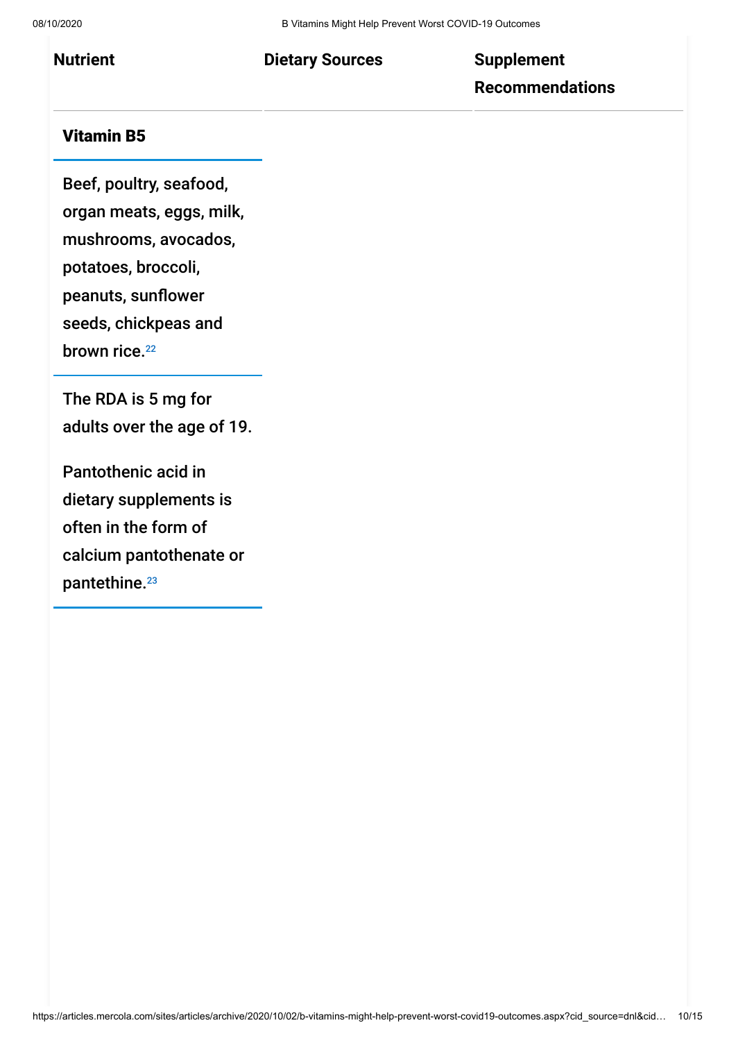| Nutrient | Dietary Sources | Supplement Recommendations |
| --- | --- | --- |
| **Vitamin B5** | Beef, poultry, seafood, organ meats, eggs, milk, mushrooms, avocados, potatoes, broccoli, peanuts, sunflower seeds, chickpeas and brown rice.[22] | The RDA is 5 mg for adults over the age of 19. Pantothenic acid in dietary supplements is often in the form of calcium pantothenate or pantethine.[23] |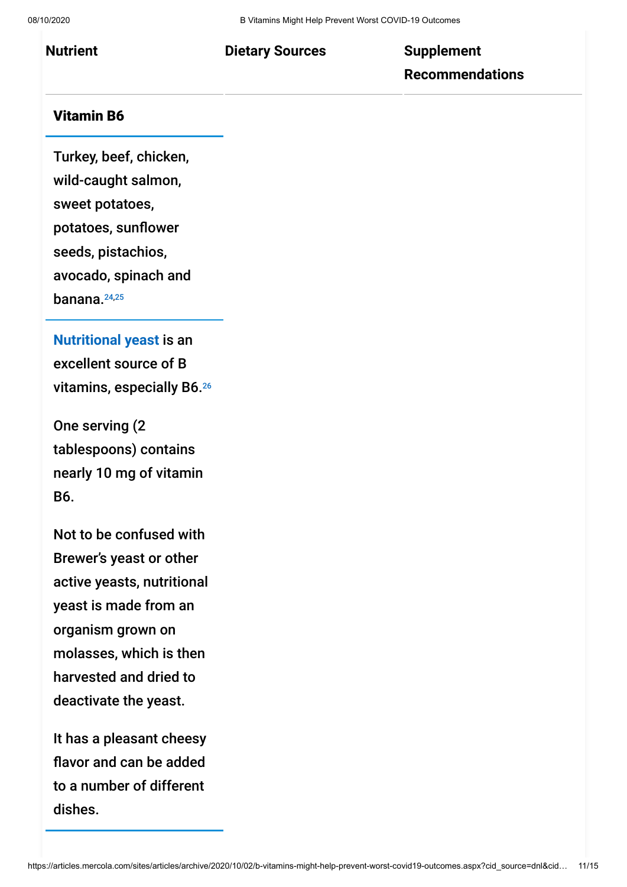| Nutrient | Dietary Sources | Supplement Recommendations |
| --- | --- | --- |

**Vitamin B6**

Turkey, beef, chicken, wild-caught salmon, sweet potatoes, potatoes, sunflower seeds, pistachios, avocado, spinach and banana.[24,25]

**Nutritional yeast** is an excellent source of B vitamins, especially B6.[26]

One serving (2 tablespoons) contains nearly 10 mg of vitamin B6.

Not to be confused with Brewer's yeast or other active yeasts, nutritional yeast is made from an organism grown on molasses, which is then harvested and dried to deactivate the yeast.

It has a pleasant cheesy flavor and can be added to a number of different dishes.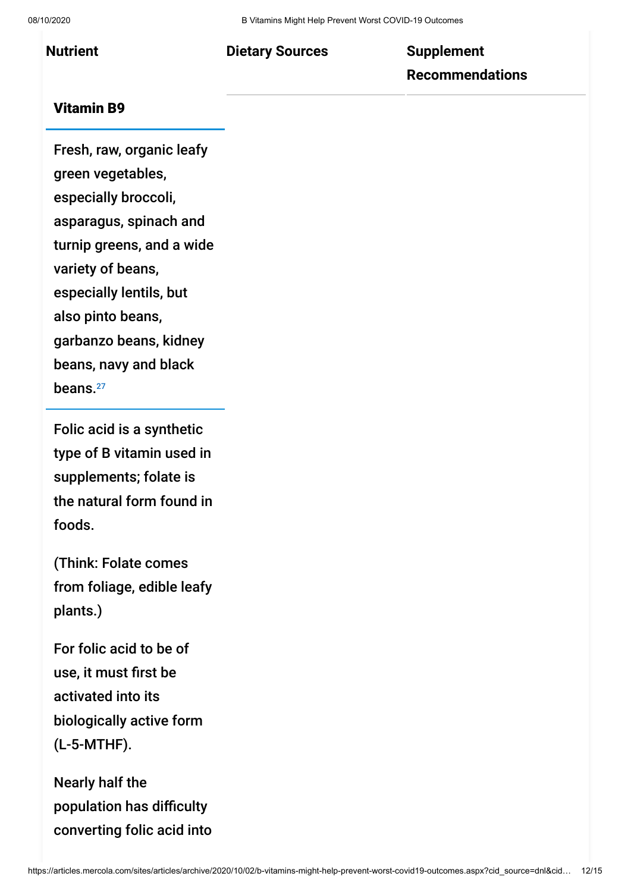| Nutrient | Dietary Sources | Supplement Recommendations |
| --- | --- | --- |
| **Vitamin B9** | Fresh, raw, organic leafy green vegetables, especially broccoli, asparagus, spinach and turnip greens, and a wide variety of beans, especially lentils, but also pinto beans, garbanzo beans, kidney beans, navy and black beans.[27] | Folic acid is a synthetic type of B vitamin used in supplements; folate is the natural form found in foods. (Think: Folate comes from foliage, edible leafy plants.) For folic acid to be of use, it must first be activated into its biologically active form (L-5-MTHF). Nearly half the population has difficulty converting folic acid into |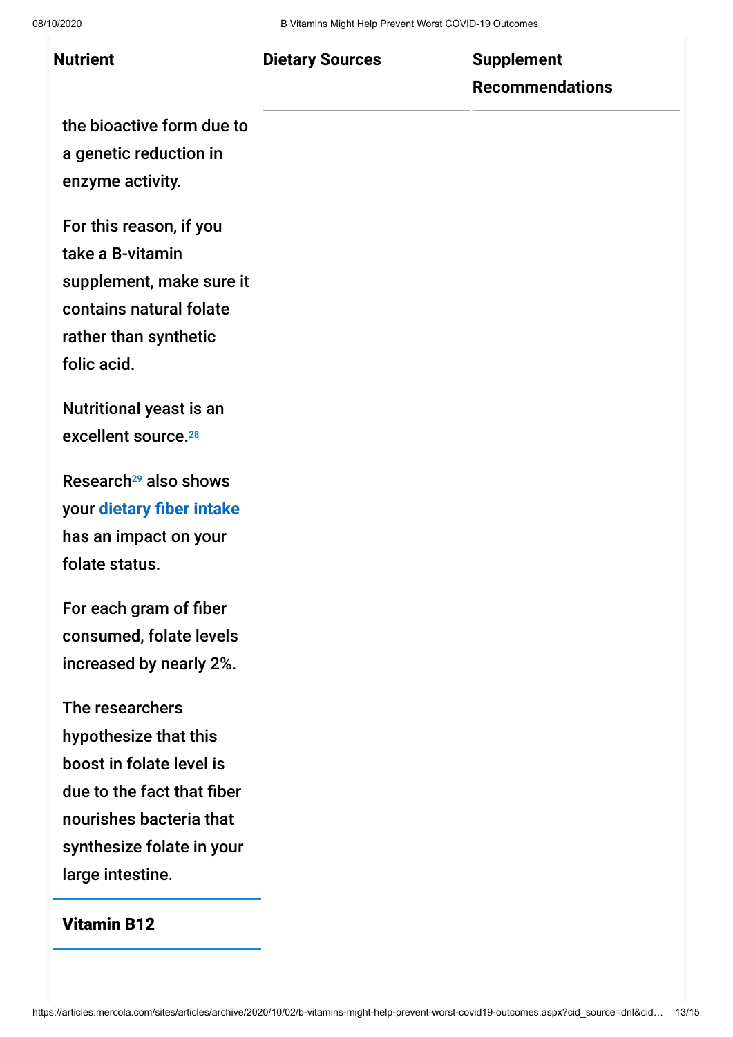| Nutrient | Dietary Sources | Supplement Recommendations |
|---|---|---|
| the bioactive form due to a genetic reduction in enzyme activity. For this reason, if you take a B-vitamin supplement, make sure it contains natural folate rather than synthetic folic acid. Nutritional yeast is an excellent source.[28] Research[29] also shows your dietary fiber intake has an impact on your folate status. For each gram of fiber consumed, folate levels increased by nearly 2%. The researchers hypothesize that this boost in folate level is due to the fact that fiber nourishes bacteria that synthesize folate in your large intestine. | | |
| **Vitamin B12** | | |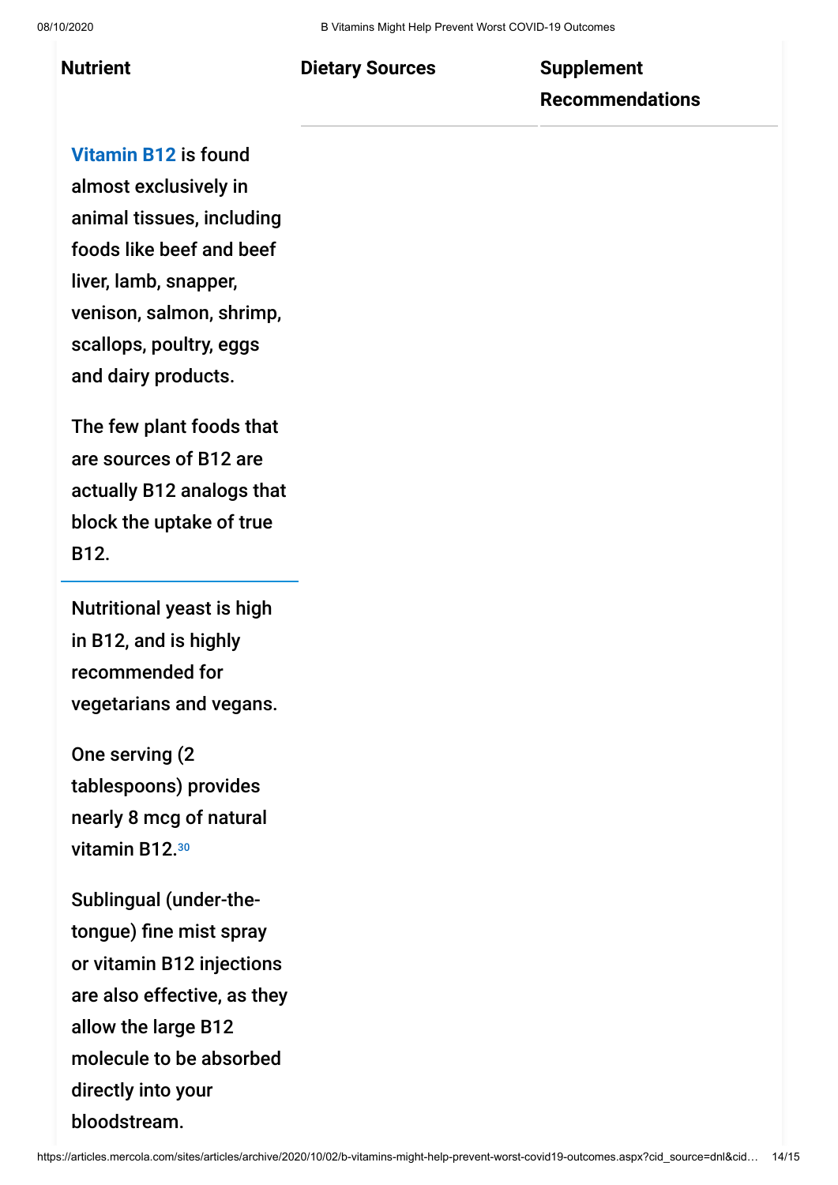| Nutrient | Dietary Sources | Supplement Recommendations |
|---|---|---|
| Vitamin B12 is found almost exclusively in animal tissues, including foods like beef and beef liver, lamb, snapper, venison, salmon, shrimp, scallops, poultry, eggs and dairy products.<br><br>The few plant foods that are sources of B12 are actually B12 analogs that block the uptake of true B12. | | |
| Nutritional yeast is high in B12, and is highly recommended for vegetarians and vegans.<br><br>One serving (2 tablespoons) provides nearly 8 mcg of natural vitamin B12.[30]<br><br>Sublingual (under-the-tongue) fine mist spray or vitamin B12 injections are also effective, as they allow the large B12 molecule to be absorbed directly into your bloodstream. | | |